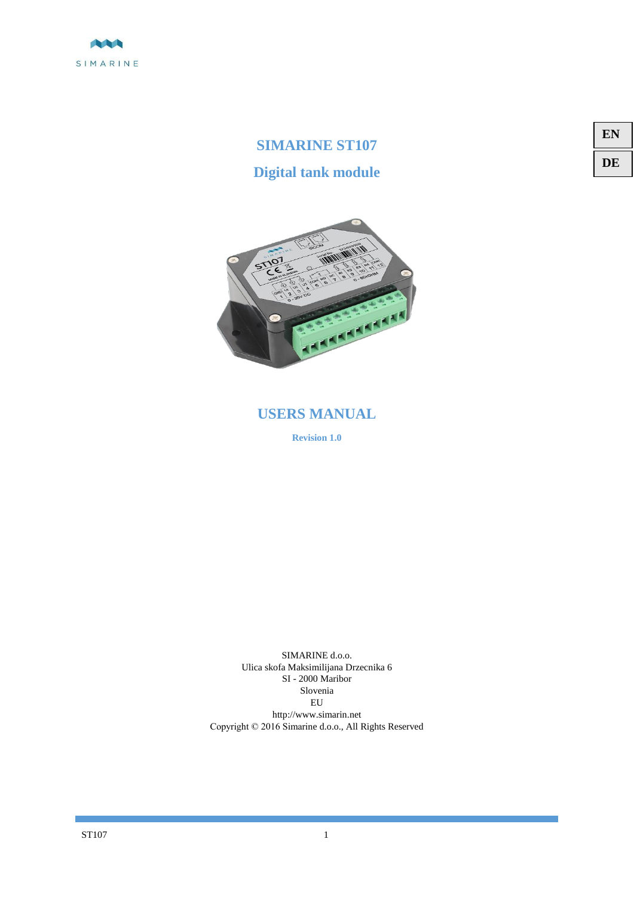SIMARINE

EN

DE

# SIMARINE ST107

## Digital tank module

## USERS MANUAL

**Revision 1.0**

SIMARINE d.o.o.
Ulica skofa Maksimilijana Drzecnika 6
SI - 2000 Maribor
Slovenia
EU
http://www.simarin.net
Copyright © 2016 Simarine d.o.o., All Rights Reserved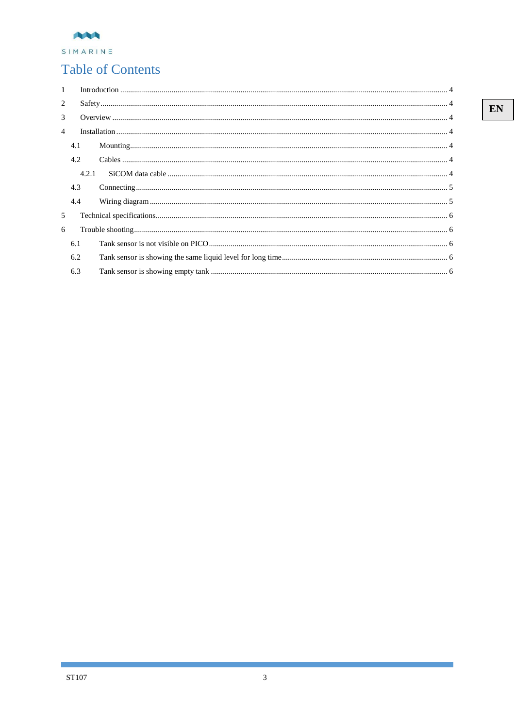# Table of Contents

1 Introduction .................................................. 4
2 Safety .................................................. 4
3 Overview .................................................. 4
4 Installation .................................................. 4
  4.1 Mounting .................................................. 4
  4.2 Cables .................................................. 4
    4.2.1 SiCOM data cable .................................................. 4
  4.3 Connecting .................................................. 5
  4.4 Wiring diagram .................................................. 5
5 Technical specifications .................................................. 6
6 Trouble shooting .................................................. 6
  6.1 Tank sensor is not visible on PICO .................................................. 6
  6.2 Tank sensor is showing the same liquid level for long time .................................................. 6
  6.3 Tank sensor is showing empty tank .................................................. 6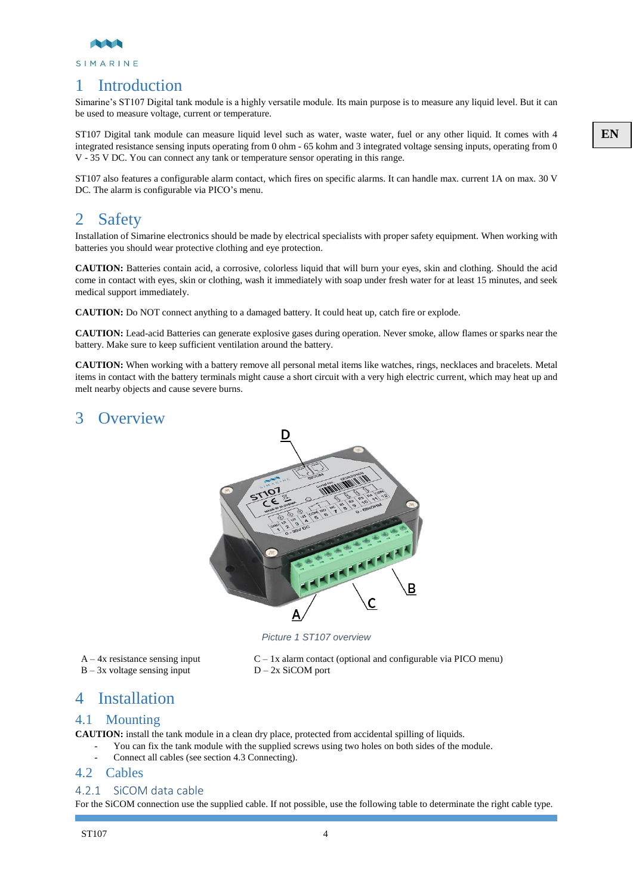# 1 Introduction

Simarine's ST107 Digital tank module is a highly versatile module. Its main purpose is to measure any liquid level. But it can be used to measure voltage, current or temperature.

ST107 Digital tank module can measure liquid level such as water, waste water, fuel or any other liquid. It comes with 4 integrated resistance sensing inputs operating from 0 ohm - 65 kohm and 3 integrated voltage sensing inputs, operating from 0 V - 35 V DC. You can connect any tank or temperature sensor operating in this range.

ST107 also features a configurable alarm contact, which fires on specific alarms. It can handle max. current 1A on max. 30 V DC. The alarm is configurable via PICO's menu.

# 2 Safety

Installation of Simarine electronics should be made by electrical specialists with proper safety equipment. When working with batteries you should wear protective clothing and eye protection.

**CAUTION:** Batteries contain acid, a corrosive, colorless liquid that will burn your eyes, skin and clothing. Should the acid come in contact with eyes, skin or clothing, wash it immediately with soap under fresh water for at least 15 minutes, and seek medical support immediately.

**CAUTION:** Do NOT connect anything to a damaged battery. It could heat up, catch fire or explode.

**CAUTION:** Lead-acid Batteries can generate explosive gases during operation. Never smoke, allow flames or sparks near the battery. Make sure to keep sufficient ventilation around the battery.

**CAUTION:** When working with a battery remove all personal metal items like watches, rings, necklaces and bracelets. Metal items in contact with the battery terminals might cause a short circuit with a very high electric current, which may heat up and melt nearby objects and cause severe burns.

# 3 Overview

*Picture 1 ST107 overview*

A – 4x resistance sensing input
B – 3x voltage sensing input
C – 1x alarm contact (optional and configurable via PICO menu)
D – 2x SiCOM port

# 4 Installation

## 4.1 Mounting

**CAUTION:** install the tank module in a clean dry place, protected from accidental spilling of liquids.

- You can fix the tank module with the supplied screws using two holes on both sides of the module.
- Connect all cables (see section 4.3 Connecting).

## 4.2 Cables

### 4.2.1 SiCOM data cable

For the SiCOM connection use the supplied cable. If not possible, use the following table to determinate the right cable type.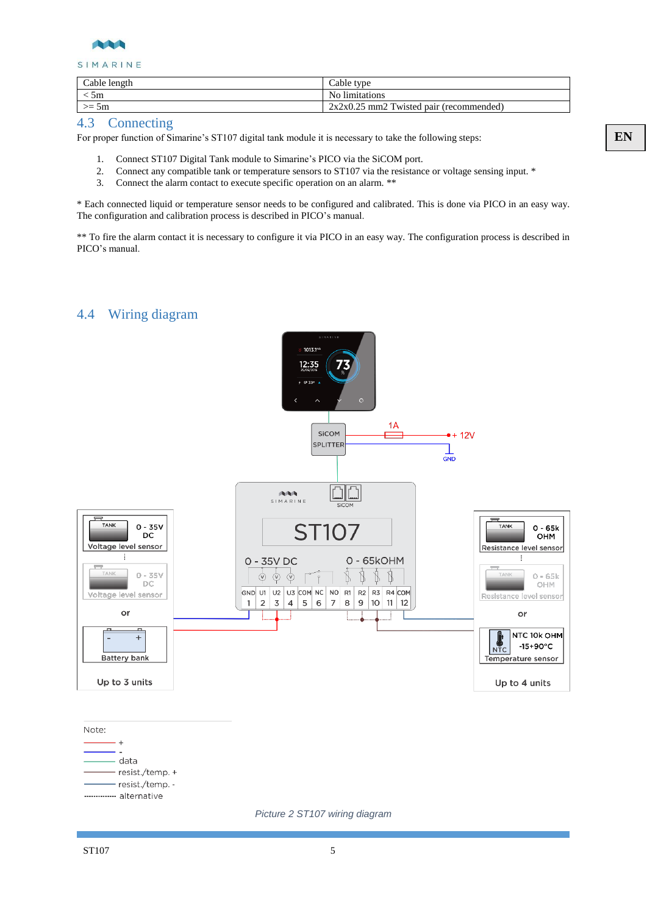| Cable length | Cable type |
| --- | --- |
| < 5m | No limitations |
| >= 5m | 2x2x0.25 mm2 Twisted pair (recommended) |

## 4.3 Connecting

For proper function of Simarine's ST107 digital tank module it is necessary to take the following steps:

1. Connect ST107 Digital Tank module to Simarine's PICO via the SiCOM port.
2. Connect any compatible tank or temperature sensors to ST107 via the resistance or voltage sensing input. *
3. Connect the alarm contact to execute specific operation on an alarm. **

* Each connected liquid or temperature sensor needs to be configured and calibrated. This is done via PICO in an easy way. The configuration and calibration process is described in PICO's manual.

** To fire the alarm contact it is necessary to configure it via PICO in an easy way. The configuration process is described in PICO's manual.

## 4.4 Wiring diagram

*Picture 2 ST107 wiring diagram*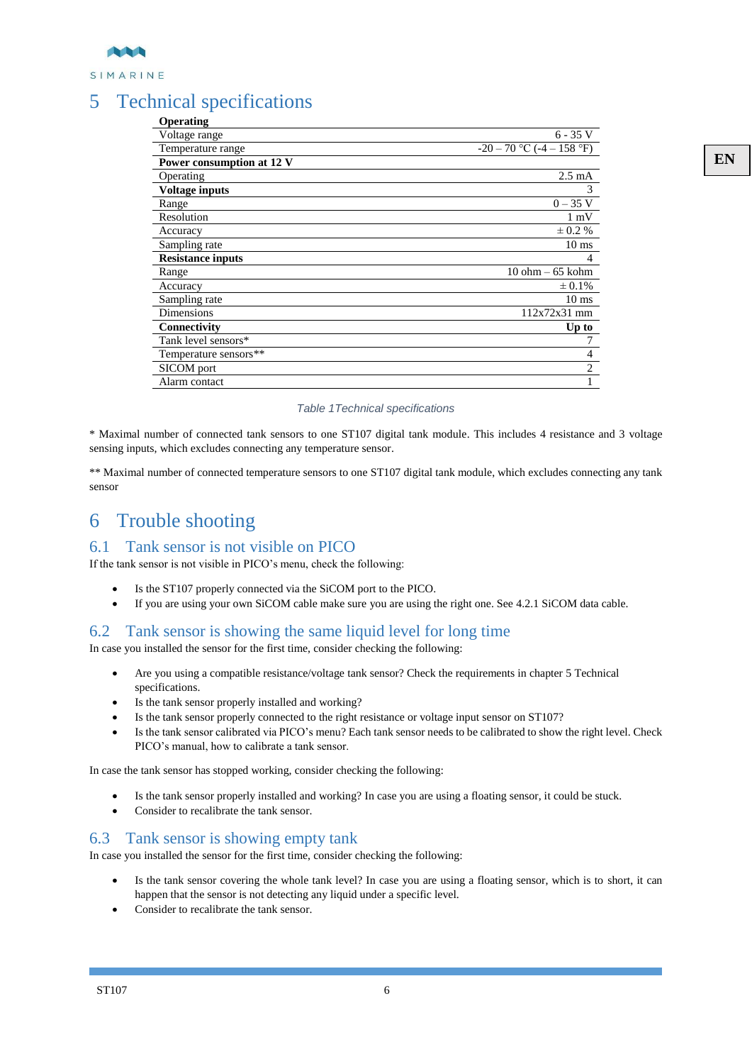# 5 Technical specifications

| **Operating** | |
|---|---|
| Voltage range | 6 - 35 V |
| Temperature range | -20 – 70 °C (-4 – 158 °F) |
| **Power consumption at 12 V** | |
| Operating | 2.5 mA |
| **Voltage inputs** | 3 |
| Range | 0 – 35 V |
| Resolution | 1 mV |
| Accuracy | ± 0.2 % |
| Sampling rate | 10 ms |
| **Resistance inputs** | 4 |
| Range | 10 ohm – 65 kohm |
| Accuracy | ± 0.1% |
| Sampling rate | 10 ms |
| Dimensions | 112x72x31 mm |
| **Connectivity** | **Up to** |
| Tank level sensors* | 7 |
| Temperature sensors** | 4 |
| SICOM port | 2 |
| Alarm contact | 1 |

*Table 1Technical specifications*

* Maximal number of connected tank sensors to one ST107 digital tank module. This includes 4 resistance and 3 voltage sensing inputs, which excludes connecting any temperature sensor.

** Maximal number of connected temperature sensors to one ST107 digital tank module, which excludes connecting any tank sensor

# 6 Trouble shooting

## 6.1 Tank sensor is not visible on PICO

If the tank sensor is not visible in PICO's menu, check the following:

- Is the ST107 properly connected via the SiCOM port to the PICO.
- If you are using your own SiCOM cable make sure you are using the right one. See 4.2.1 SiCOM data cable.

## 6.2 Tank sensor is showing the same liquid level for long time

In case you installed the sensor for the first time, consider checking the following:

- Are you using a compatible resistance/voltage tank sensor? Check the requirements in chapter 5 Technical specifications.
- Is the tank sensor properly installed and working?
- Is the tank sensor properly connected to the right resistance or voltage input sensor on ST107?
- Is the tank sensor calibrated via PICO's menu? Each tank sensor needs to be calibrated to show the right level. Check PICO's manual, how to calibrate a tank sensor.

In case the tank sensor has stopped working, consider checking the following:

- Is the tank sensor properly installed and working? In case you are using a floating sensor, it could be stuck.
- Consider to recalibrate the tank sensor.

## 6.3 Tank sensor is showing empty tank

In case you installed the sensor for the first time, consider checking the following:

- Is the tank sensor covering the whole tank level? In case you are using a floating sensor, which is to short, it can happen that the sensor is not detecting any liquid under a specific level.
- Consider to recalibrate the tank sensor.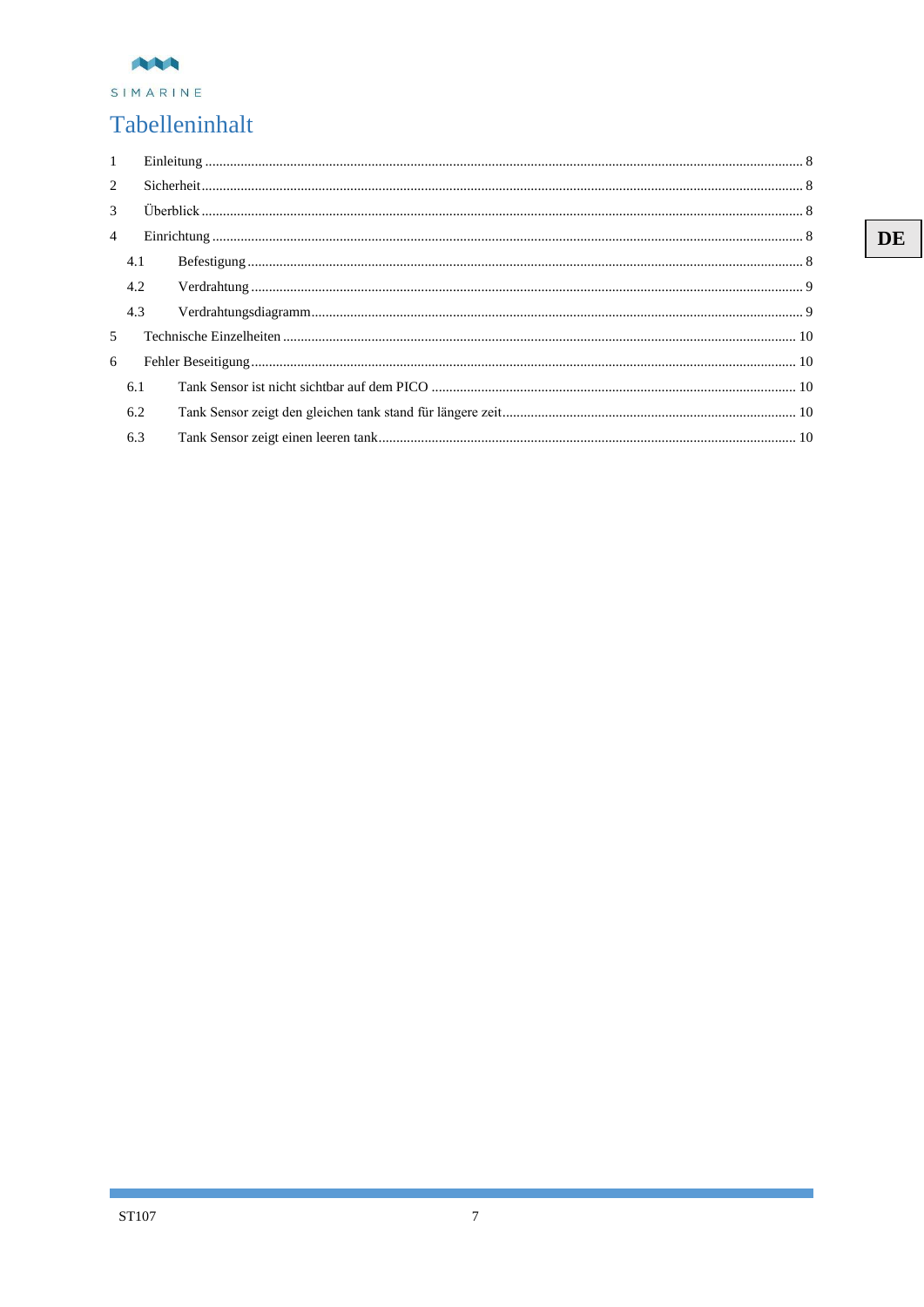SIMARINE

# Tabelleninhalt

DE

1 Einleitung ........................................................................................ 8

2 Sicherheit ........................................................................................ 8

3 Überblick ........................................................................................ 8

4 Einrichtung ........................................................................................ 8

  4.1 Befestigung ........................................................................................ 8

  4.2 Verdrahtung ........................................................................................ 9

  4.3 Verdrahtungsdiagramm ........................................................................................ 9

5 Technische Einzelheiten ........................................................................................ 10

6 Fehler Beseitigung ........................................................................................ 10

  6.1 Tank Sensor ist nicht sichtbar auf dem PICO ........................................................................................ 10

  6.2 Tank Sensor zeigt den gleichen tank stand für längere zeit ........................................................................................ 10

  6.3 Tank Sensor zeigt einen leeren tank ........................................................................................ 10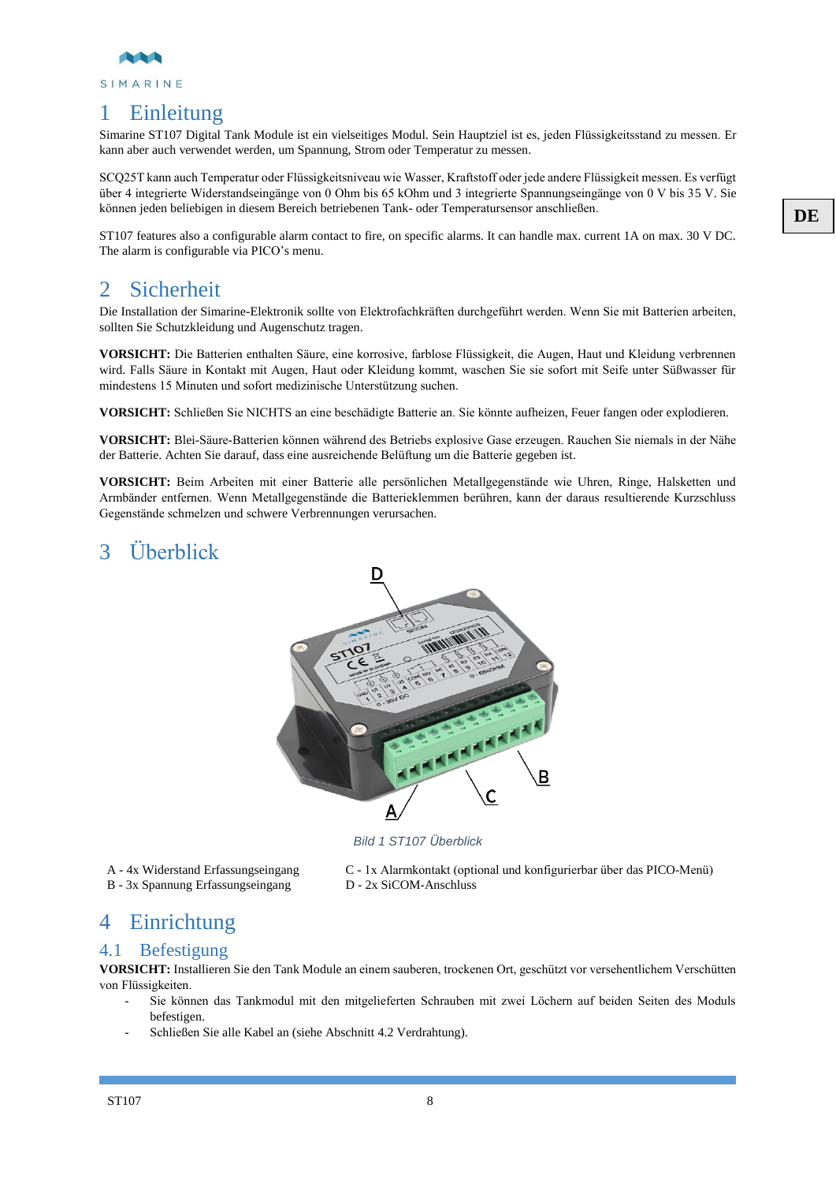# 1 Einleitung

Simarine ST107 Digital Tank Module ist ein vielseitiges Modul. Sein Hauptziel ist es, jeden Flüssigkeitsstand zu messen. Er kann aber auch verwendet werden, um Spannung, Strom oder Temperatur zu messen.

SCQ25T kann auch Temperatur oder Flüssigkeitsniveau wie Wasser, Kraftstoff oder jede andere Flüssigkeit messen. Es verfügt über 4 integrierte Widerstandseingänge von 0 Ohm bis 65 kOhm und 3 integrierte Spannungseingänge von 0 V bis 35 V. Sie können jeden beliebigen in diesem Bereich betriebenen Tank- oder Temperatursensor anschließen.

ST107 features also a configurable alarm contact to fire, on specific alarms. It can handle max. current 1A on max. 30 V DC. The alarm is configurable via PICO's menu.

# 2 Sicherheit

Die Installation der Simarine-Elektronik sollte von Elektrofachkräften durchgeführt werden. Wenn Sie mit Batterien arbeiten, sollten Sie Schutzkleidung und Augenschutz tragen.

**VORSICHT:** Die Batterien enthalten Säure, eine korrosive, farblose Flüssigkeit, die Augen, Haut und Kleidung verbrennen wird. Falls Säure in Kontakt mit Augen, Haut oder Kleidung kommt, waschen Sie sie sofort mit Seife unter Süßwasser für mindestens 15 Minuten und sofort medizinische Unterstützung suchen.

**VORSICHT:** Schließen Sie NICHTS an eine beschädigte Batterie an. Sie könnte aufheizen, Feuer fangen oder explodieren.

**VORSICHT:** Blei-Säure-Batterien können während des Betriebs explosive Gase erzeugen. Rauchen Sie niemals in der Nähe der Batterie. Achten Sie darauf, dass eine ausreichende Belüftung um die Batterie gegeben ist.

**VORSICHT:** Beim Arbeiten mit einer Batterie alle persönlichen Metallgegenstände wie Uhren, Ringe, Halsketten und Armbänder entfernen. Wenn Metallgegenstände die Batterieklemmen berühren, kann der daraus resultierende Kurzschluss Gegenstände schmelzen und schwere Verbrennungen verursachen.

# 3 Überblick

*Bild 1 ST107 Überblick*

A - 4x Widerstand Erfassungseingang
B - 3x Spannung Erfassungseingang
C - 1x Alarmkontakt (optional und konfigurierbar über das PICO-Menü)
D - 2x SiCOM-Anschluss

# 4 Einrichtung

## 4.1 Befestigung

**VORSICHT:** Installieren Sie den Tank Module an einem sauberen, trockenen Ort, geschützt vor versehentlichem Verschütten von Flüssigkeiten.

- Sie können das Tankmodul mit den mitgelieferten Schrauben mit zwei Löchern auf beiden Seiten des Moduls befestigen.
- Schließen Sie alle Kabel an (siehe Abschnitt 4.2 Verdrahtung).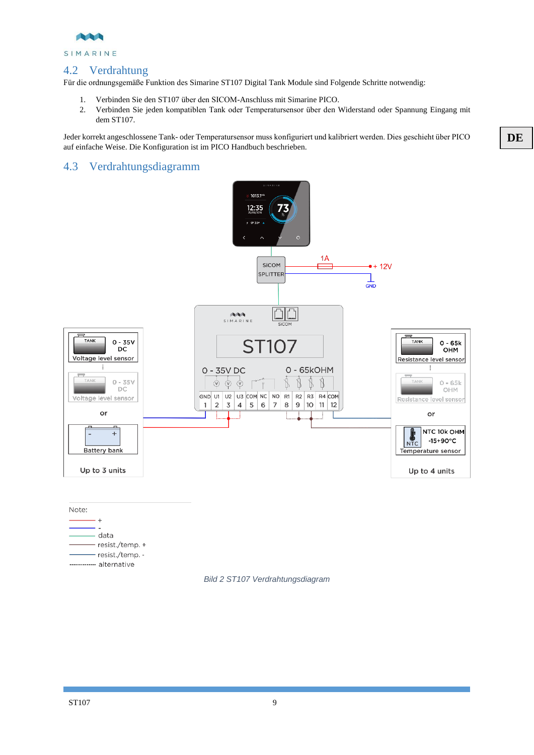## 4.2 Verdrahtung

Für die ordnungsgemäße Funktion des Simarine ST107 Digital Tank Module sind Folgende Schritte notwendig:

1. Verbinden Sie den ST107 über den SICOM-Anschluss mit Simarine PICO.
2. Verbinden Sie jeden kompatiblen Tank oder Temperatursensor über den Widerstand oder Spannung Eingang mit dem ST107.

Jeder korrekt angeschlossene Tank- oder Temperatursensor muss konfiguriert und kalibriert werden. Dies geschieht über PICO auf einfache Weise. Die Konfiguration ist im PICO Handbuch beschrieben.

## 4.3 Verdrahtungsdiagramm

*Bild 2 ST107 Verdrahtungsdiagramm*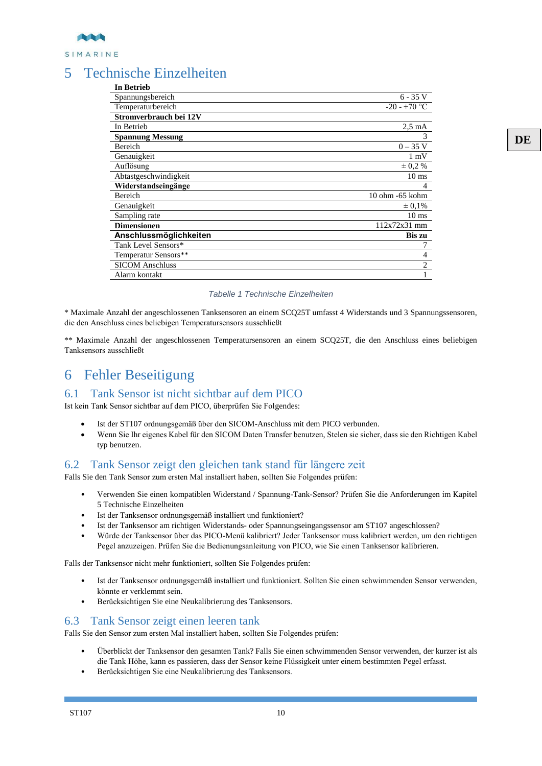# 5 Technische Einzelheiten

| | |
|---|---|
| **In Betrieb** | |
| Spannungsbereich | 6 - 35 V |
| Temperaturbereich | -20 - +70 °C |
| **Stromverbrauch bei 12V** | |
| In Betrieb | 2,5 mA |
| **Spannung Messung** | 3 |
| Bereich | 0 – 35 V |
| Genauigkeit | 1 mV |
| Auflösung | ± 0,2 % |
| Abtastgeschwindigkeit | 10 ms |
| **Widerstandseingänge** | 4 |
| Bereich | 10 ohm -65 kohm |
| Genauigkeit | ± 0,1% |
| Sampling rate | 10 ms |
| **Dimensionen** | 112x72x31 mm |
| **Anschlussmöglichkeiten** | **Bis zu** |
| Tank Level Sensors* | 7 |
| Temperatur Sensors** | 4 |
| SICOM Anschluss | 2 |
| Alarm kontakt | 1 |

*Tabelle 1 Technische Einzelheiten*

* Maximale Anzahl der angeschlossenen Tanksensoren an einem SCQ25T umfasst 4 Widerstands und 3 Spannungssensoren, die den Anschluss eines beliebigen Temperatursensors ausschließt

** Maximale Anzahl der angeschlossenen Temperatursensoren an einem SCQ25T, die den Anschluss eines beliebigen Tanksensors ausschließt

# 6 Fehler Beseitigung

## 6.1 Tank Sensor ist nicht sichtbar auf dem PICO

Ist kein Tank Sensor sichtbar auf dem PICO, überprüfen Sie Folgendes:

- Ist der ST107 ordnungsgemäß über den SICOM-Anschluss mit dem PICO verbunden.
- Wenn Sie Ihr eigenes Kabel für den SICOM Daten Transfer benutzen, Stelen sie sicher, dass sie den Richtigen Kabel typ benutzen.

## 6.2 Tank Sensor zeigt den gleichen tank stand für längere zeit

Falls Sie den Tank Sensor zum ersten Mal installiert haben, sollten Sie Folgendes prüfen:

- Verwenden Sie einen kompatiblen Widerstand / Spannung-Tank-Sensor? Prüfen Sie die Anforderungen im Kapitel 5 Technische Einzelheiten
- Ist der Tanksensor ordnungsgemäß installiert und funktioniert?
- Ist der Tanksensor am richtigen Widerstands- oder Spannungseingangssensor am ST107 angeschlossen?
- Würde der Tanksensor über das PICO-Menü kalibriert? Jeder Tanksensor muss kalibriert werden, um den richtigen Pegel anzuzeigen. Prüfen Sie die Bedienungsanleitung von PICO, wie Sie einen Tanksensor kalibrieren.

Falls der Tanksensor nicht mehr funktioniert, sollten Sie Folgendes prüfen:

- Ist der Tanksensor ordnungsgemäß installiert und funktioniert. Sollten Sie einen schwimmenden Sensor verwenden, könnte er verklemmt sein.
- Berücksichtigen Sie eine Neukalibrierung des Tanksensors.

## 6.3 Tank Sensor zeigt einen leeren tank

Falls Sie den Sensor zum ersten Mal installiert haben, sollten Sie Folgendes prüfen:

- Überblickt der Tanksensor den gesamten Tank? Falls Sie einen schwimmenden Sensor verwenden, der kurzer ist als die Tank Höhe, kann es passieren, dass der Sensor keine Flüssigkeit unter einem bestimmten Pegel erfasst.
- Berücksichtigen Sie eine Neukalibrierung des Tanksensors.